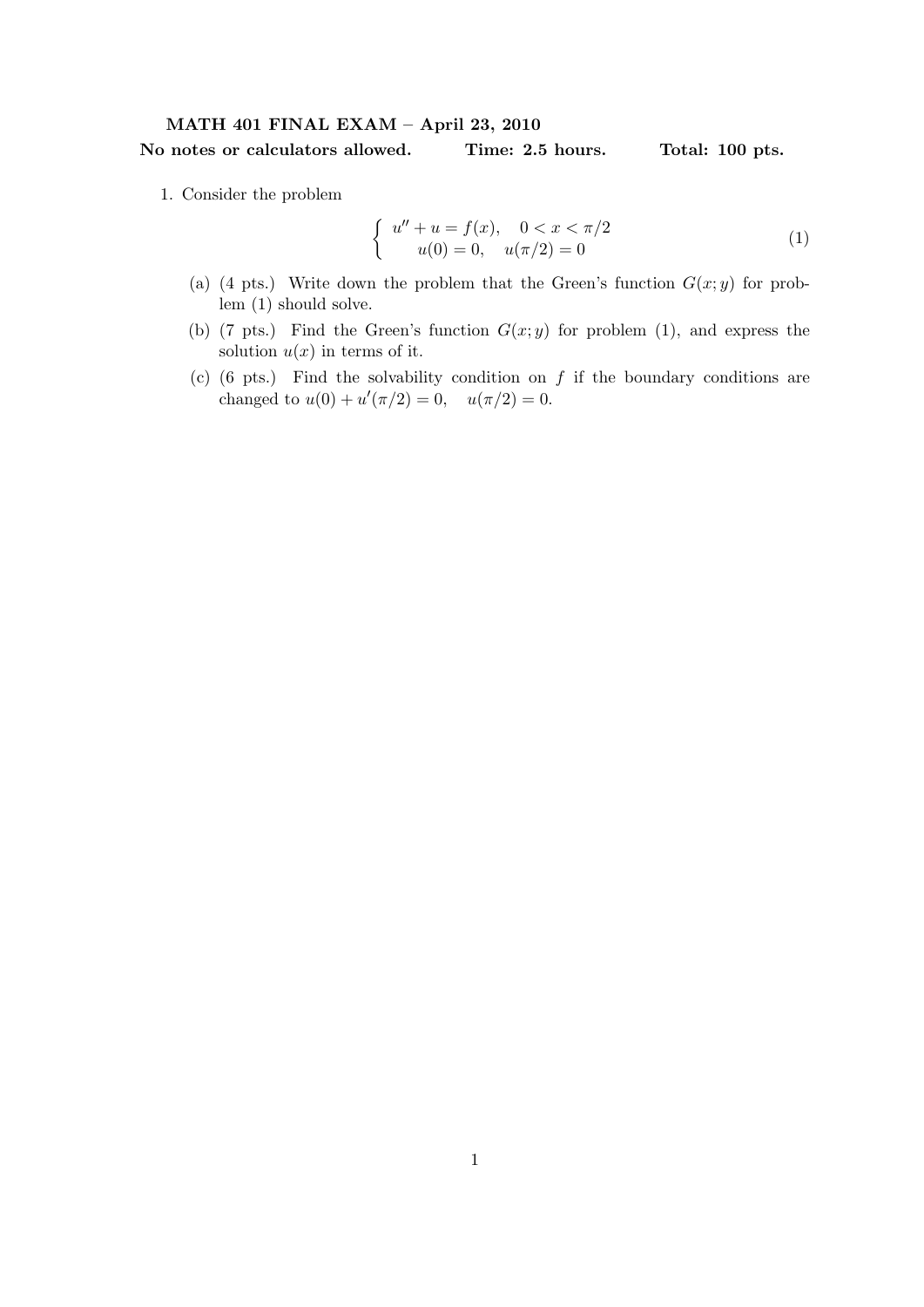**MATH 401 FINAL EXAM – April 23, 2010**

**No notes or calculators allowed. Time: 2.5 hours. Total: 100 pts.**

1. Consider the problem

$$\begin{cases} u'' + u = f(x), \quad 0 < x < \pi/2 \\ u(0) = 0, \quad u(\pi/2) = 0 \end{cases} \tag{1}$$

   (a) (4 pts.) Write down the problem that the Green's function $G(x;y)$ for problem (1) should solve.

   (b) (7 pts.) Find the Green's function $G(x;y)$ for problem (1), and express the solution $u(x)$ in terms of it.

   (c) (6 pts.) Find the solvability condition on $f$ if the boundary conditions are changed to $u(0) + u'(\pi/2) = 0, \quad u(\pi/2) = 0$.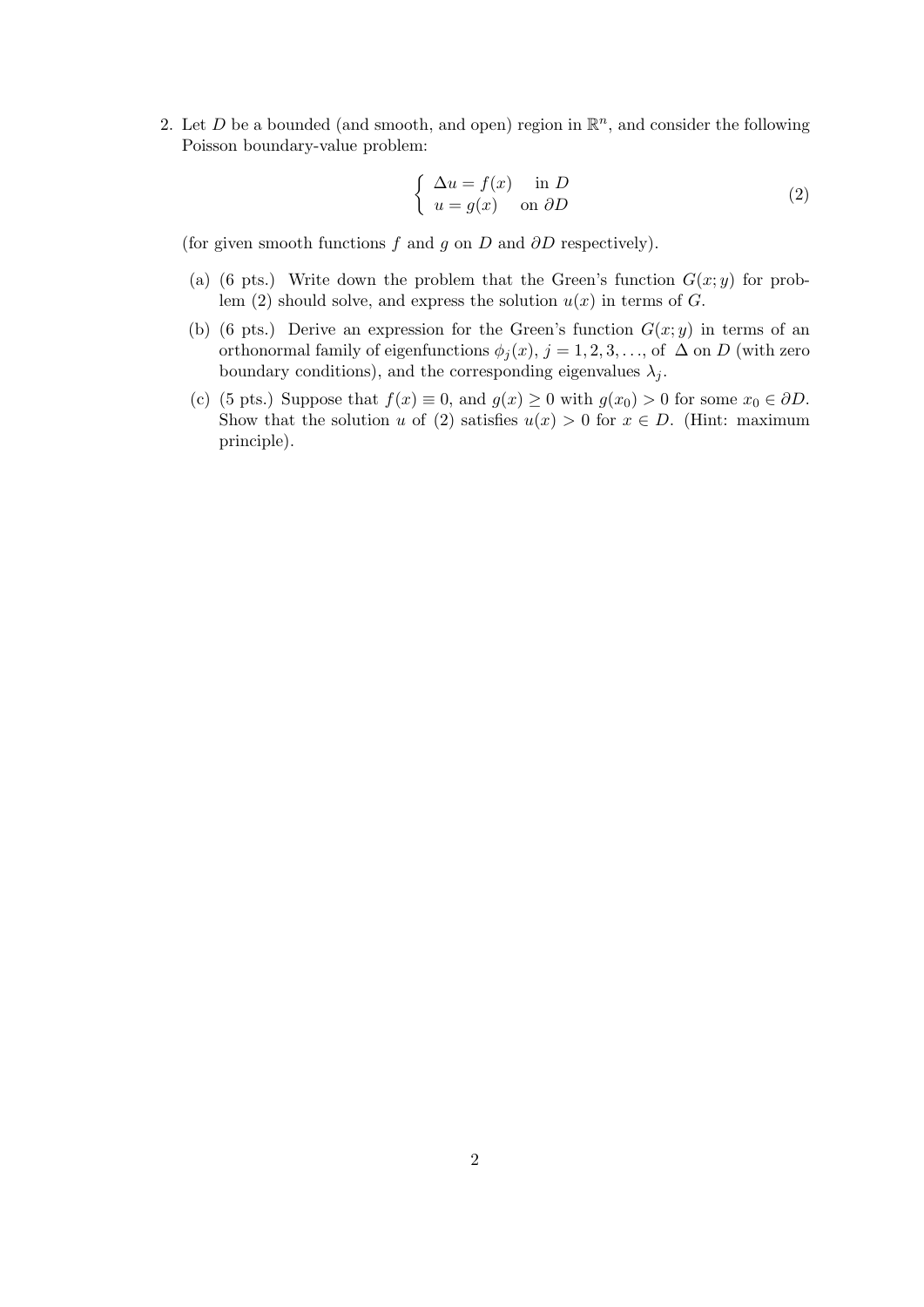2. Let $D$ be a bounded (and smooth, and open) region in $\mathbb{R}^n$, and consider the following Poisson boundary-value problem:

$$\begin{cases} \Delta u = f(x) & \text{in } D \\ u = g(x) & \text{on } \partial D \end{cases} \tag{2}$$

(for given smooth functions $f$ and $g$ on $D$ and $\partial D$ respectively).

(a) (6 pts.) Write down the problem that the Green's function $G(x; y)$ for problem (2) should solve, and express the solution $u(x)$ in terms of $G$.

(b) (6 pts.) Derive an expression for the Green's function $G(x; y)$ in terms of an orthonormal family of eigenfunctions $\phi_j(x)$, $j = 1, 2, 3, \ldots$, of $\Delta$ on $D$ (with zero boundary conditions), and the corresponding eigenvalues $\lambda_j$.

(c) (5 pts.) Suppose that $f(x) \equiv 0$, and $g(x) \geq 0$ with $g(x_0) > 0$ for some $x_0 \in \partial D$. Show that the solution $u$ of (2) satisfies $u(x) > 0$ for $x \in D$. (Hint: maximum principle).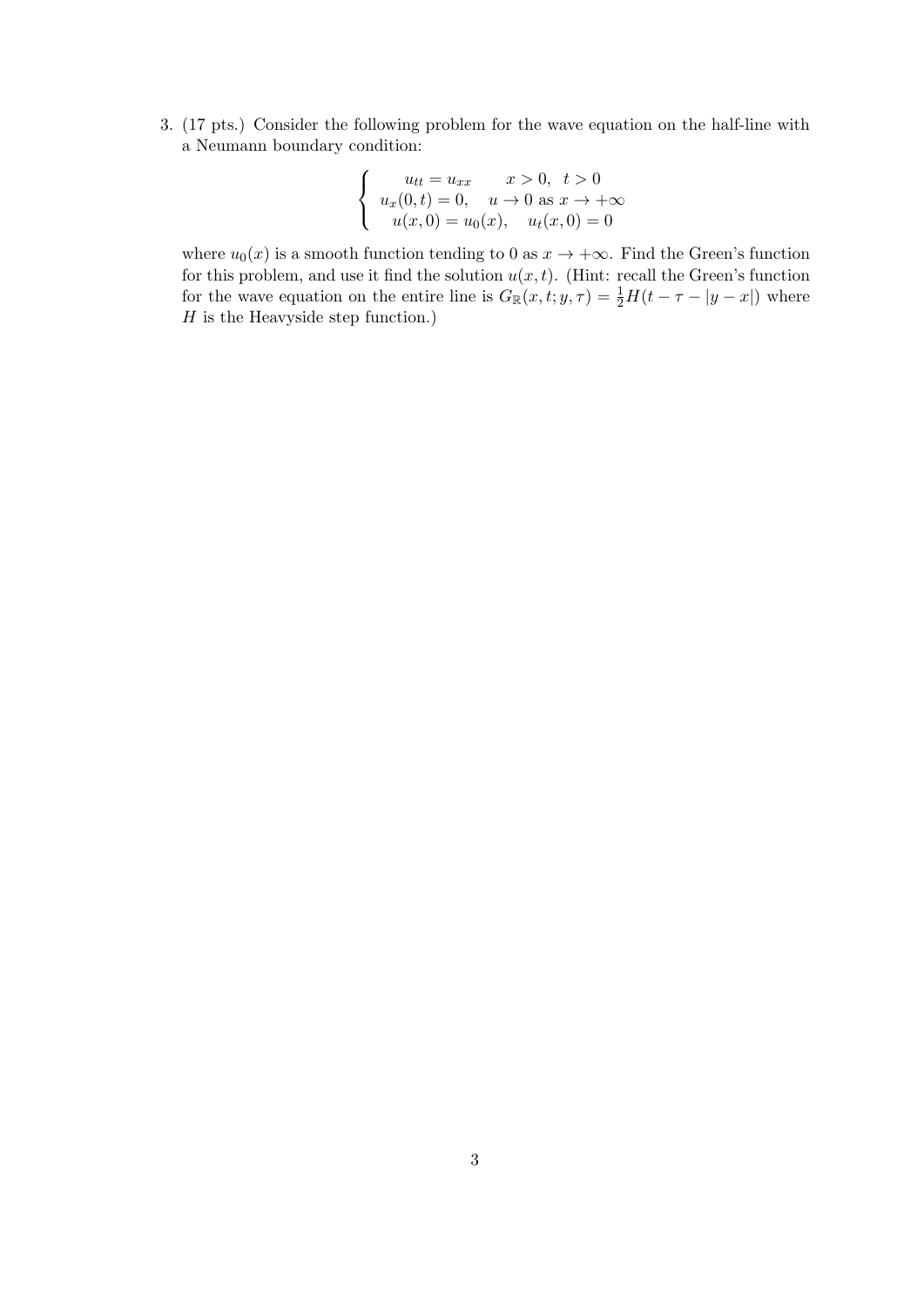3. (17 pts.) Consider the following problem for the wave equation on the half-line with a Neumann boundary condition:

$$\begin{cases} u_{tt} = u_{xx} & x > 0, \ t > 0 \\ u_x(0,t) = 0, & u \to 0 \text{ as } x \to +\infty \\ u(x,0) = u_0(x), & u_t(x,0) = 0 \end{cases}$$

where $u_0(x)$ is a smooth function tending to 0 as $x \to +\infty$. Find the Green's function for this problem, and use it find the solution $u(x,t)$. (Hint: recall the Green's function for the wave equation on the entire line is $G_{\mathbb{R}}(x,t;y,\tau) = \frac{1}{2}H(t - \tau - |y - x|)$ where $H$ is the Heavyside step function.)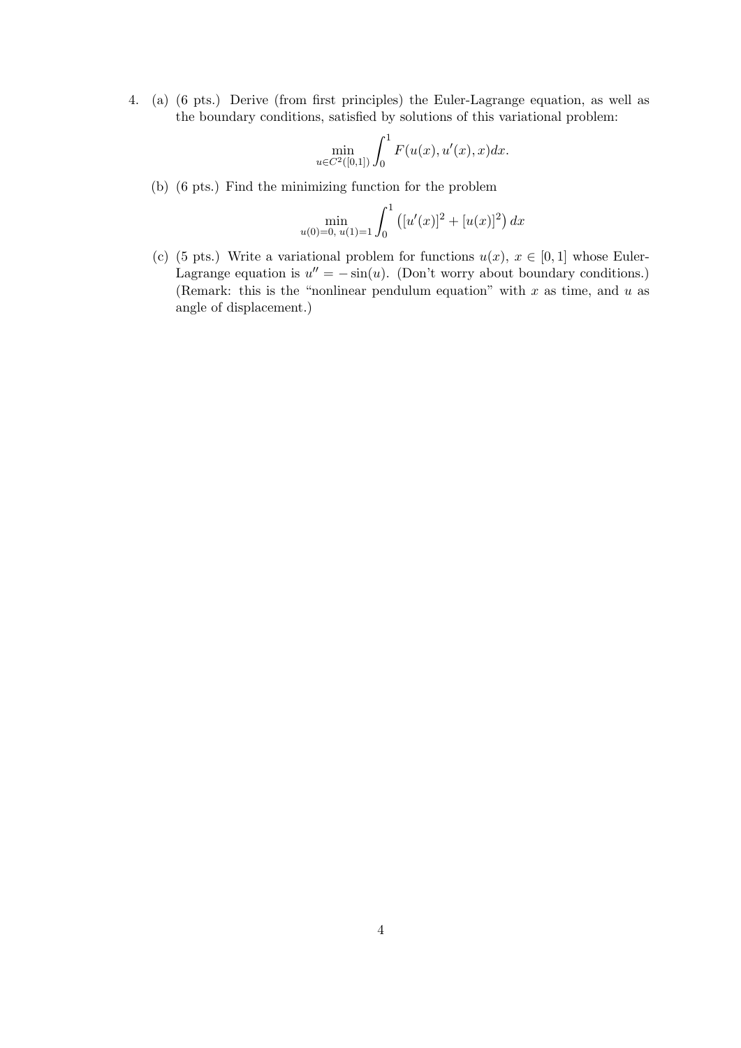4. (a) (6 pts.) Derive (from first principles) the Euler-Lagrange equation, as well as the boundary conditions, satisfied by solutions of this variational problem:

$$\min_{u \in C^2([0,1])} \int_0^1 F(u(x), u'(x), x)dx.$$

(b) (6 pts.) Find the minimizing function for the problem

$$\min_{u(0)=0,\ u(1)=1} \int_0^1 \left([u'(x)]^2 + [u(x)]^2\right) dx$$

(c) (5 pts.) Write a variational problem for functions $u(x)$, $x \in [0,1]$ whose Euler-Lagrange equation is $u'' = -\sin(u)$. (Don't worry about boundary conditions.) (Remark: this is the "nonlinear pendulum equation" with $x$ as time, and $u$ as angle of displacement.)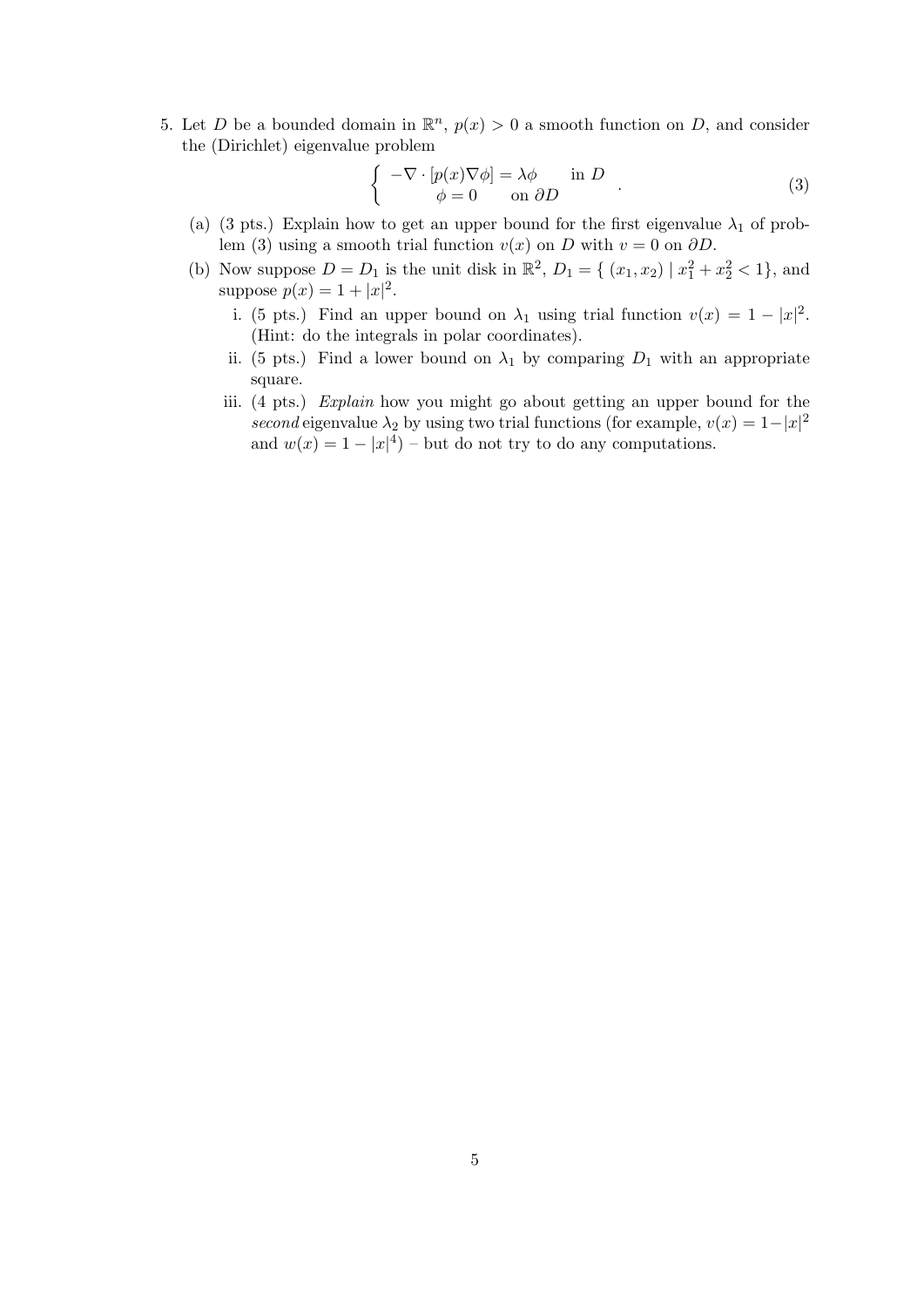5. Let $D$ be a bounded domain in $\mathbb{R}^n$, $p(x) > 0$ a smooth function on $D$, and consider the (Dirichlet) eigenvalue problem

$$\left\{ \begin{array}{ll} -\nabla \cdot [p(x)\nabla \phi] = \lambda \phi & \text{in } D \\ \phi = 0 & \text{on } \partial D \end{array} \right. . \tag{3}$$

(a) (3 pts.) Explain how to get an upper bound for the first eigenvalue $\lambda_1$ of problem (3) using a smooth trial function $v(x)$ on $D$ with $v = 0$ on $\partial D$.

(b) Now suppose $D = D_1$ is the unit disk in $\mathbb{R}^2$, $D_1 = \{ (x_1, x_2) \mid x_1^2 + x_2^2 < 1\}$, and suppose $p(x) = 1 + |x|^2$.

i. (5 pts.) Find an upper bound on $\lambda_1$ using trial function $v(x) = 1 - |x|^2$. (Hint: do the integrals in polar coordinates).

ii. (5 pts.) Find a lower bound on $\lambda_1$ by comparing $D_1$ with an appropriate square.

iii. (4 pts.) *Explain* how you might go about getting an upper bound for the *second* eigenvalue $\lambda_2$ by using two trial functions (for example, $v(x) = 1 - |x|^2$ and $w(x) = 1 - |x|^4$) – but do not try to do any computations.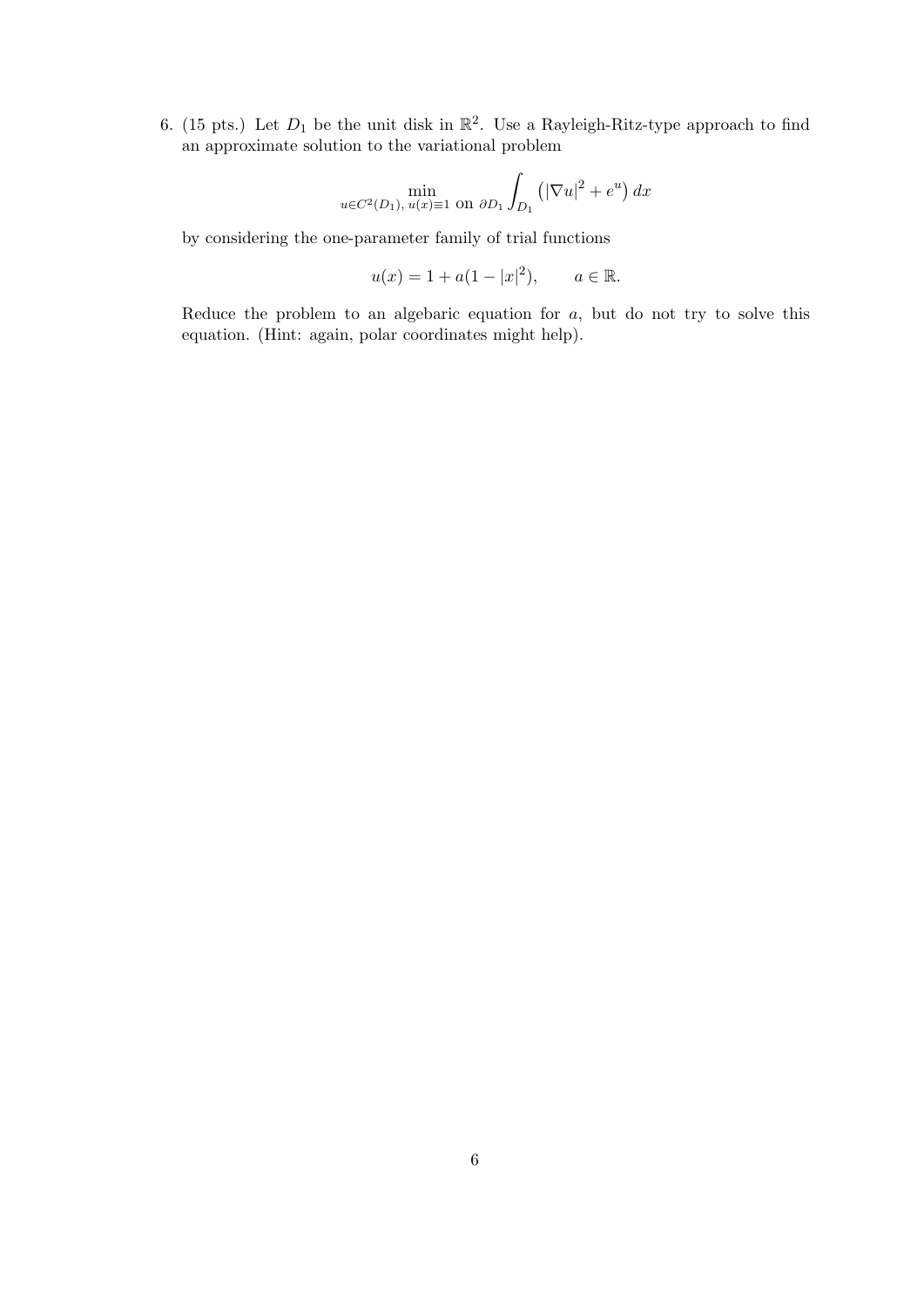6. (15 pts.) Let $D_1$ be the unit disk in $\mathbb{R}^2$. Use a Rayleigh-Ritz-type approach to find an approximate solution to the variational problem

$$\min_{u \in C^2(D_1),\, u(x) \equiv 1 \text{ on } \partial D_1} \int_{D_1} \left( |\nabla u|^2 + e^u \right) dx$$

by considering the one-parameter family of trial functions

$$u(x) = 1 + a(1 - |x|^2), \qquad a \in \mathbb{R}.$$

Reduce the problem to an algebraic equation for $a$, but do not try to solve this equation. (Hint: again, polar coordinates might help).